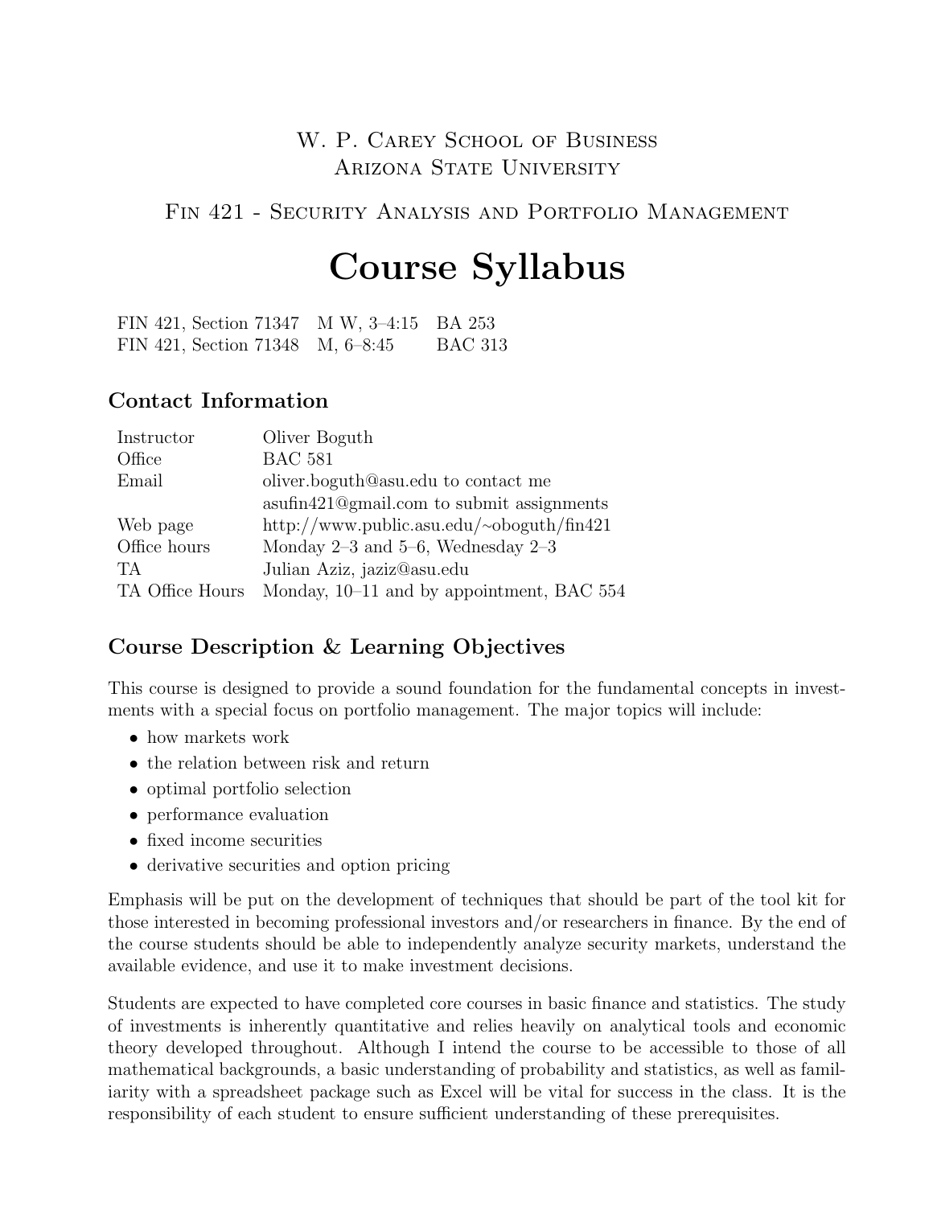W. P. Carey School of Business
Arizona State University

Fin 421 - Security Analysis and Portfolio Management

# Course Syllabus

| | | |
|---|---|---|
| FIN 421, Section 71347 | M W, 3–4:15 | BA 253 |
| FIN 421, Section 71348 | M, 6–8:45 | BAC 313 |

## Contact Information

| | |
|---|---|
| Instructor | Oliver Boguth |
| Office | BAC 581 |
| Email | oliver.boguth@asu.edu to contact me |
| | asufin421@gmail.com to submit assignments |
| Web page | http://www.public.asu.edu/~oboguth/fin421 |
| Office hours | Monday 2–3 and 5–6, Wednesday 2–3 |
| TA | Julian Aziz, jaziz@asu.edu |
| TA Office Hours | Monday, 10–11 and by appointment, BAC 554 |

## Course Description & Learning Objectives

This course is designed to provide a sound foundation for the fundamental concepts in investments with a special focus on portfolio management. The major topics will include:

- how markets work
- the relation between risk and return
- optimal portfolio selection
- performance evaluation
- fixed income securities
- derivative securities and option pricing

Emphasis will be put on the development of techniques that should be part of the tool kit for those interested in becoming professional investors and/or researchers in finance. By the end of the course students should be able to independently analyze security markets, understand the available evidence, and use it to make investment decisions.

Students are expected to have completed core courses in basic finance and statistics. The study of investments is inherently quantitative and relies heavily on analytical tools and economic theory developed throughout. Although I intend the course to be accessible to those of all mathematical backgrounds, a basic understanding of probability and statistics, as well as familiarity with a spreadsheet package such as Excel will be vital for success in the class. It is the responsibility of each student to ensure sufficient understanding of these prerequisites.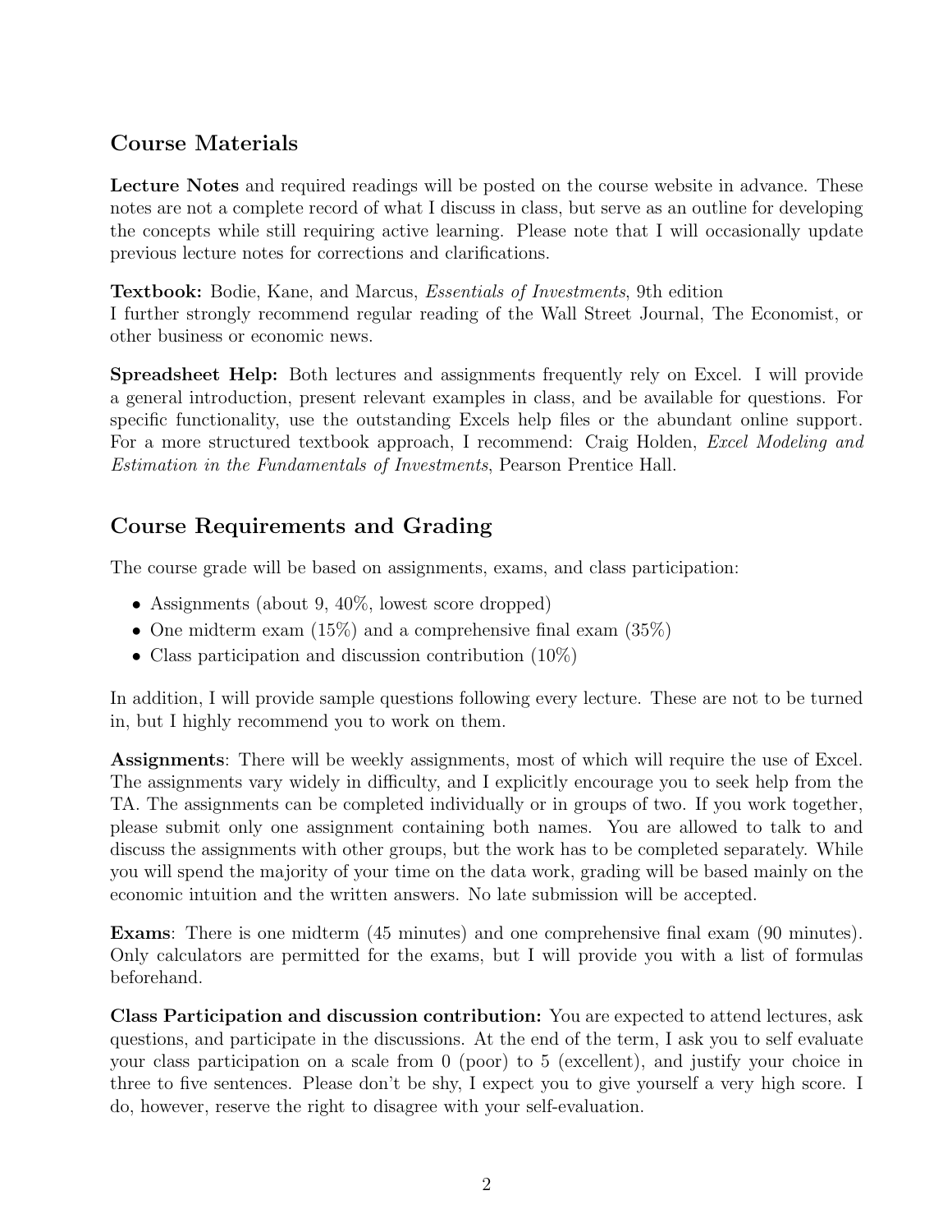## Course Materials

**Lecture Notes** and required readings will be posted on the course website in advance. These notes are not a complete record of what I discuss in class, but serve as an outline for developing the concepts while still requiring active learning. Please note that I will occasionally update previous lecture notes for corrections and clarifications.

**Textbook:** Bodie, Kane, and Marcus, *Essentials of Investments*, 9th edition
I further strongly recommend regular reading of the Wall Street Journal, The Economist, or other business or economic news.

**Spreadsheet Help:** Both lectures and assignments frequently rely on Excel. I will provide a general introduction, present relevant examples in class, and be available for questions. For specific functionality, use the outstanding Excels help files or the abundant online support. For a more structured textbook approach, I recommend: Craig Holden, *Excel Modeling and Estimation in the Fundamentals of Investments*, Pearson Prentice Hall.

## Course Requirements and Grading

The course grade will be based on assignments, exams, and class participation:

- Assignments (about 9, 40%, lowest score dropped)
- One midterm exam (15%) and a comprehensive final exam (35%)
- Class participation and discussion contribution (10%)

In addition, I will provide sample questions following every lecture. These are not to be turned in, but I highly recommend you to work on them.

**Assignments**: There will be weekly assignments, most of which will require the use of Excel. The assignments vary widely in difficulty, and I explicitly encourage you to seek help from the TA. The assignments can be completed individually or in groups of two. If you work together, please submit only one assignment containing both names. You are allowed to talk to and discuss the assignments with other groups, but the work has to be completed separately. While you will spend the majority of your time on the data work, grading will be based mainly on the economic intuition and the written answers. No late submission will be accepted.

**Exams**: There is one midterm (45 minutes) and one comprehensive final exam (90 minutes). Only calculators are permitted for the exams, but I will provide you with a list of formulas beforehand.

**Class Participation and discussion contribution:** You are expected to attend lectures, ask questions, and participate in the discussions. At the end of the term, I ask you to self evaluate your class participation on a scale from 0 (poor) to 5 (excellent), and justify your choice in three to five sentences. Please don't be shy, I expect you to give yourself a very high score. I do, however, reserve the right to disagree with your self-evaluation.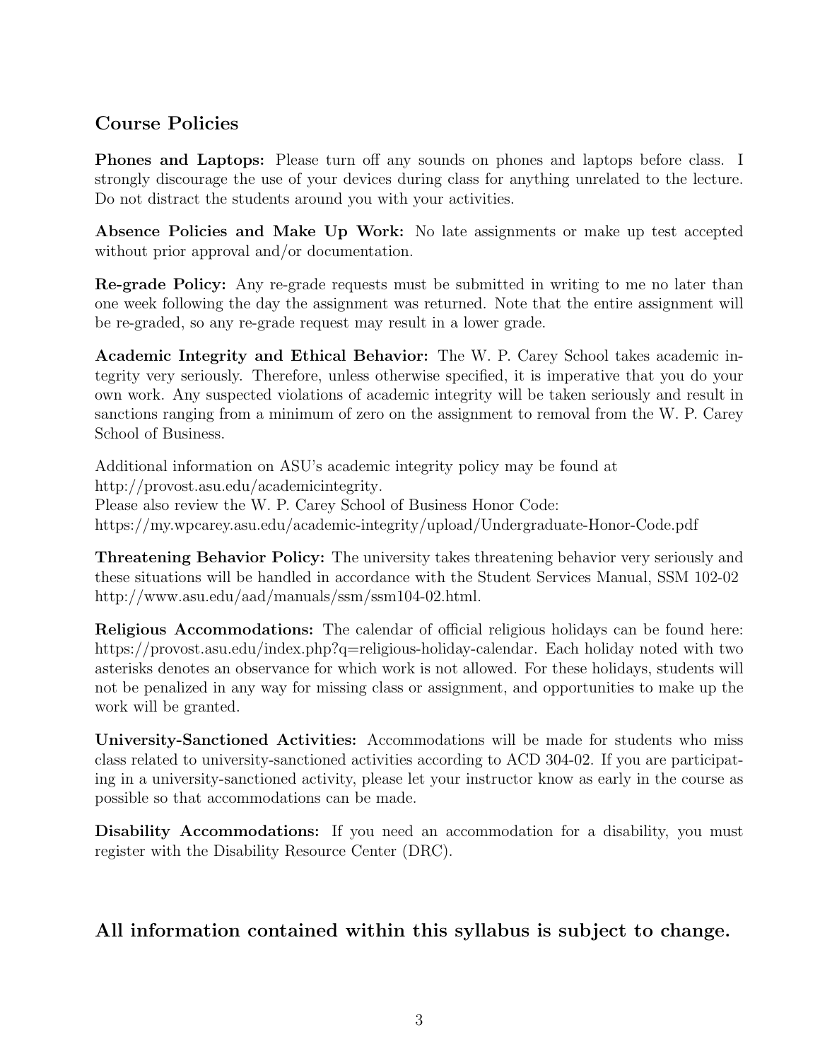## Course Policies

**Phones and Laptops:** Please turn off any sounds on phones and laptops before class. I strongly discourage the use of your devices during class for anything unrelated to the lecture. Do not distract the students around you with your activities.

**Absence Policies and Make Up Work:** No late assignments or make up test accepted without prior approval and/or documentation.

**Re-grade Policy:** Any re-grade requests must be submitted in writing to me no later than one week following the day the assignment was returned. Note that the entire assignment will be re-graded, so any re-grade request may result in a lower grade.

**Academic Integrity and Ethical Behavior:** The W. P. Carey School takes academic integrity very seriously. Therefore, unless otherwise specified, it is imperative that you do your own work. Any suspected violations of academic integrity will be taken seriously and result in sanctions ranging from a minimum of zero on the assignment to removal from the W. P. Carey School of Business.

Additional information on ASU's academic integrity policy may be found at http://provost.asu.edu/academicintegrity.
Please also review the W. P. Carey School of Business Honor Code: https://my.wpcarey.asu.edu/academic-integrity/upload/Undergraduate-Honor-Code.pdf

**Threatening Behavior Policy:** The university takes threatening behavior very seriously and these situations will be handled in accordance with the Student Services Manual, SSM 102-02 http://www.asu.edu/aad/manuals/ssm/ssm104-02.html.

**Religious Accommodations:** The calendar of official religious holidays can be found here: https://provost.asu.edu/index.php?q=religious-holiday-calendar. Each holiday noted with two asterisks denotes an observance for which work is not allowed. For these holidays, students will not be penalized in any way for missing class or assignment, and opportunities to make up the work will be granted.

**University-Sanctioned Activities:** Accommodations will be made for students who miss class related to university-sanctioned activities according to ACD 304-02. If you are participating in a university-sanctioned activity, please let your instructor know as early in the course as possible so that accommodations can be made.

**Disability Accommodations:** If you need an accommodation for a disability, you must register with the Disability Resource Center (DRC).

## All information contained within this syllabus is subject to change.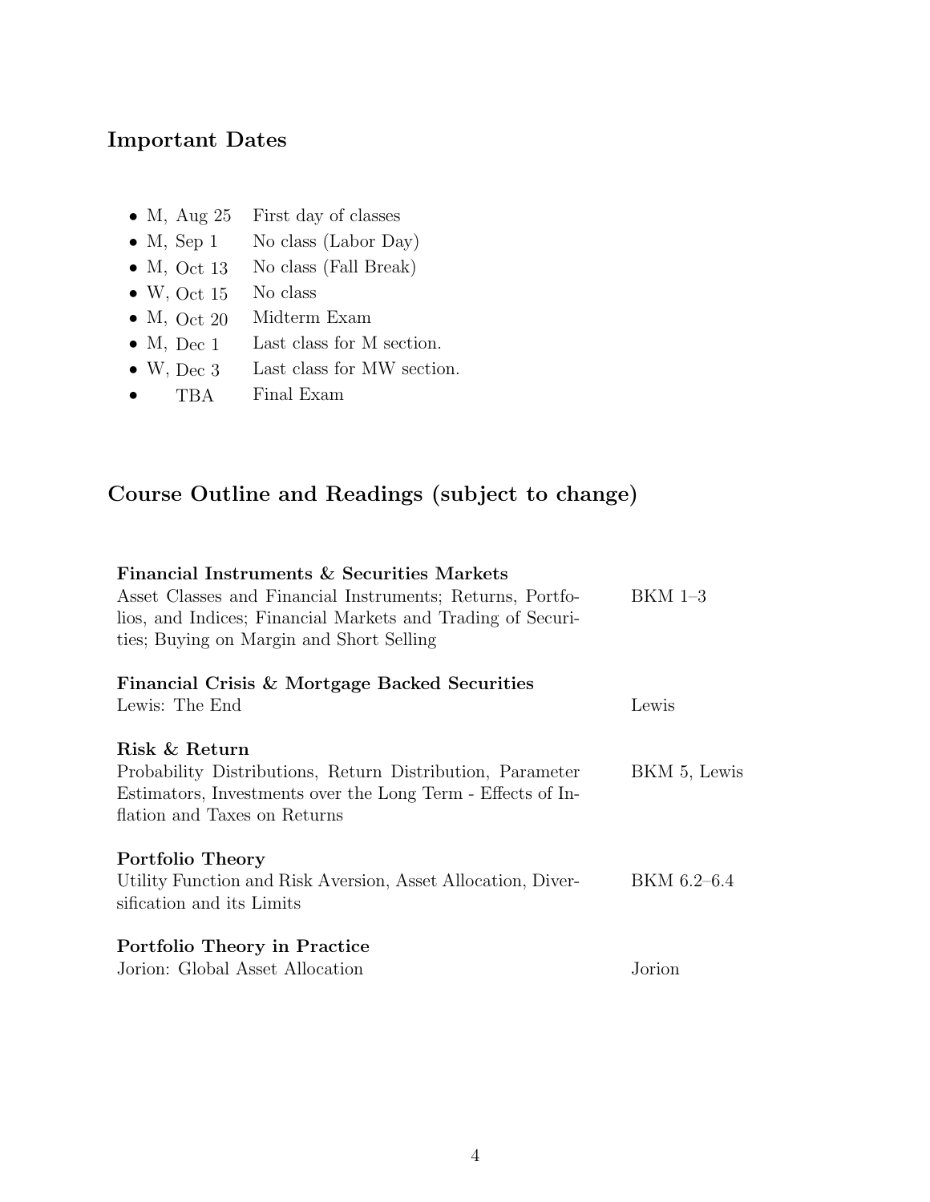## Important Dates

- M, Aug 25 First day of classes
- M, Sep 1 No class (Labor Day)
- M, Oct 13 No class (Fall Break)
- W, Oct 15 No class
- M, Oct 20 Midterm Exam
- M, Dec 1 Last class for M section.
- W, Dec 3 Last class for MW section.
- TBA Final Exam

## Course Outline and Readings (subject to change)

| Topic | Readings |
|---|---|
| **Financial Instruments & Securities Markets**<br>Asset Classes and Financial Instruments; Returns, Portfolios, and Indices; Financial Markets and Trading of Securities; Buying on Margin and Short Selling | BKM 1–3 |
| **Financial Crisis & Mortgage Backed Securities**<br>Lewis: The End | Lewis |
| **Risk & Return**<br>Probability Distributions, Return Distribution, Parameter Estimators, Investments over the Long Term - Effects of Inflation and Taxes on Returns | BKM 5, Lewis |
| **Portfolio Theory**<br>Utility Function and Risk Aversion, Asset Allocation, Diversification and its Limits | BKM 6.2–6.4 |
| **Portfolio Theory in Practice**<br>Jorion: Global Asset Allocation | Jorion |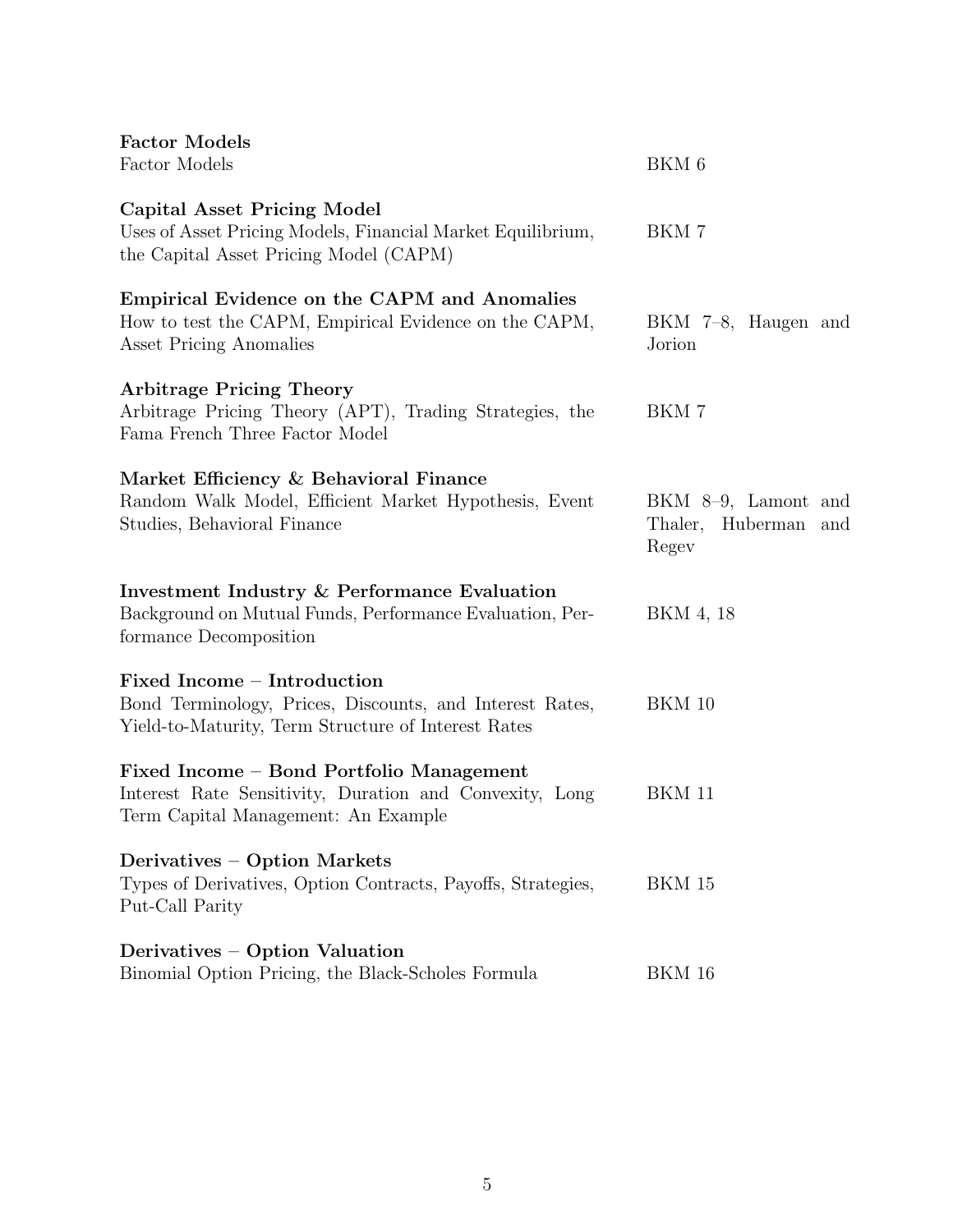| | |
|---|---|
| **Factor Models**<br>Factor Models | BKM 6 |
| **Capital Asset Pricing Model**<br>Uses of Asset Pricing Models, Financial Market Equilibrium, the Capital Asset Pricing Model (CAPM) | BKM 7 |
| **Empirical Evidence on the CAPM and Anomalies**<br>How to test the CAPM, Empirical Evidence on the CAPM, Asset Pricing Anomalies | BKM 7–8, Haugen and Jorion |
| **Arbitrage Pricing Theory**<br>Arbitrage Pricing Theory (APT), Trading Strategies, the Fama French Three Factor Model | BKM 7 |
| **Market Efficiency & Behavioral Finance**<br>Random Walk Model, Efficient Market Hypothesis, Event Studies, Behavioral Finance | BKM 8–9, Lamont and Thaler, Huberman and Regev |
| **Investment Industry & Performance Evaluation**<br>Background on Mutual Funds, Performance Evaluation, Performance Decomposition | BKM 4, 18 |
| **Fixed Income – Introduction**<br>Bond Terminology, Prices, Discounts, and Interest Rates, Yield-to-Maturity, Term Structure of Interest Rates | BKM 10 |
| **Fixed Income – Bond Portfolio Management**<br>Interest Rate Sensitivity, Duration and Convexity, Long Term Capital Management: An Example | BKM 11 |
| **Derivatives – Option Markets**<br>Types of Derivatives, Option Contracts, Payoffs, Strategies, Put-Call Parity | BKM 15 |
| **Derivatives – Option Valuation**<br>Binomial Option Pricing, the Black-Scholes Formula | BKM 16 |